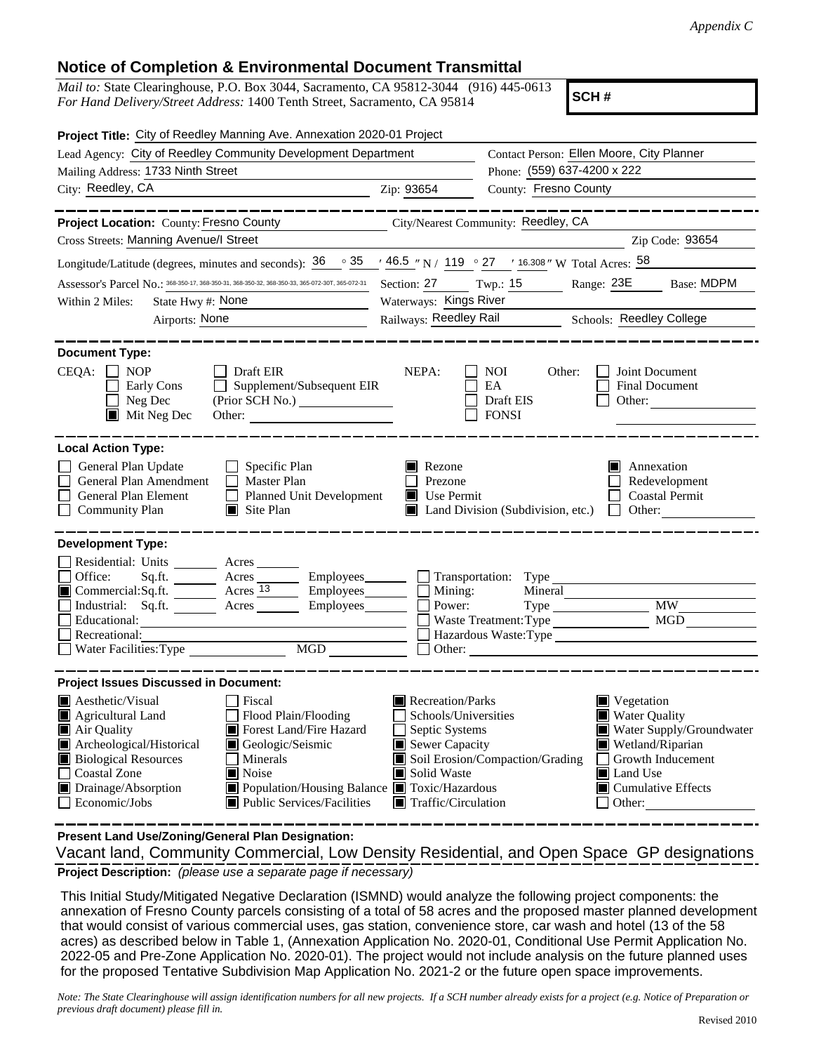*Appendix C*

## Notice of Completion & Environmental Document Transmittal

*Mail to:* State Clearinghouse, P.O. Box 3044, Sacramento, CA 95812-3044 (916) 445-0613
*For Hand Delivery/Street Address:* 1400 Tenth Street, Sacramento, CA 95814

**SCH #**

**Project Title:** City of Reedley Manning Ave. Annexation 2020-01 Project

Lead Agency: City of Reedley Community Development Department
Contact Person: Ellen Moore, City Planner
Mailing Address: 1733 Ninth Street
Phone: (559) 637-4200 x 222
City: Reedley, CA
Zip: 93654
County: Fresno County

**Project Location:** County: Fresno County
City/Nearest Community: Reedley, CA
Cross Streets: Manning Avenue/I Street
Zip Code: 93654

Longitude/Latitude (degrees, minutes and seconds): 36 ° 35 ′ 46.5 ″ N / 119 ° 27 ′ 16.308 ″ W Total Acres: 58

Assessor's Parcel No.: 368-350-17, 368-350-31, 368-350-32, 368-350-33, 365-072-30T, 365-072-31
Section: 27 Twp.: 15 Range: 23E Base: MDPM

Within 2 Miles: State Hwy #: None
Waterways: Kings River
Airports: None
Railways: Reedley Rail
Schools: Reedley College

**Document Type:**

CEQA:
- [ ] NOP
- [ ] Early Cons
- [ ] Neg Dec
- [x] Mit Neg Dec
- [ ] Draft EIR
- [ ] Supplement/Subsequent EIR (Prior SCH No.)
- Other:

NEPA:
- [ ] NOI
- [ ] EA
- [ ] Draft EIS
- [ ] FONSI

Other:
- [ ] Joint Document
- [ ] Final Document
- [ ] Other:

**Local Action Type:**

- [ ] General Plan Update
- [ ] General Plan Amendment
- [ ] General Plan Element
- [ ] Community Plan
- [ ] Specific Plan
- [ ] Master Plan
- [ ] Planned Unit Development
- [x] Site Plan
- [x] Rezone
- [ ] Prezone
- [x] Use Permit
- [x] Land Division (Subdivision, etc.)
- [x] Annexation
- [ ] Redevelopment
- [ ] Coastal Permit
- [ ] Other:

**Development Type:**

- [ ] Residential: Units ___ Acres ___
- [ ] Office: Sq.ft. ___ Acres ___ Employees ___
- [x] Commercial: Sq.ft. ___ Acres 13 Employees ___
- [ ] Industrial: Sq.ft. ___ Acres ___ Employees ___
- [ ] Educational:
- [ ] Recreational:
- [ ] Water Facilities: Type ___ MGD ___
- [ ] Transportation: Type
- [ ] Mining: Mineral
- [ ] Power: Type ___ MW
- [ ] Waste Treatment: Type ___ MGD
- [ ] Hazardous Waste: Type
- [ ] Other:

**Project Issues Discussed in Document:**

- [x] Aesthetic/Visual
- [x] Agricultural Land
- [x] Air Quality
- [x] Archeological/Historical
- [x] Biological Resources
- [ ] Coastal Zone
- [x] Drainage/Absorption
- [ ] Economic/Jobs
- [ ] Fiscal
- [ ] Flood Plain/Flooding
- [x] Forest Land/Fire Hazard
- [x] Geologic/Seismic
- [ ] Minerals
- [x] Noise
- [x] Population/Housing Balance
- [x] Public Services/Facilities
- [x] Recreation/Parks
- [ ] Schools/Universities
- [ ] Septic Systems
- [x] Sewer Capacity
- [x] Soil Erosion/Compaction/Grading
- [x] Solid Waste
- [x] Toxic/Hazardous
- [x] Traffic/Circulation
- [x] Vegetation
- [x] Water Quality
- [x] Water Supply/Groundwater
- [x] Wetland/Riparian
- [ ] Growth Inducement
- [x] Land Use
- [x] Cumulative Effects
- [ ] Other:

**Present Land Use/Zoning/General Plan Designation:**

Vacant land, Community Commercial, Low Density Residential, and Open Space GP designations

**Project Description:** *(please use a separate page if necessary)*

This Initial Study/Mitigated Negative Declaration (ISMND) would analyze the following project components: the annexation of Fresno County parcels consisting of a total of 58 acres and the proposed master planned development that would consist of various commercial uses, gas station, convenience store, car wash and hotel (13 of the 58 acres) as described below in Table 1, (Annexation Application No. 2020-01, Conditional Use Permit Application No. 2022-05 and Pre-Zone Application No. 2020-01). The project would not include analysis on the future planned uses for the proposed Tentative Subdivision Map Application No. 2021-2 or the future open space improvements.

*Note: The State Clearinghouse will assign identification numbers for all new projects. If a SCH number already exists for a project (e.g. Notice of Preparation or previous draft document) please fill in.*

Revised 2010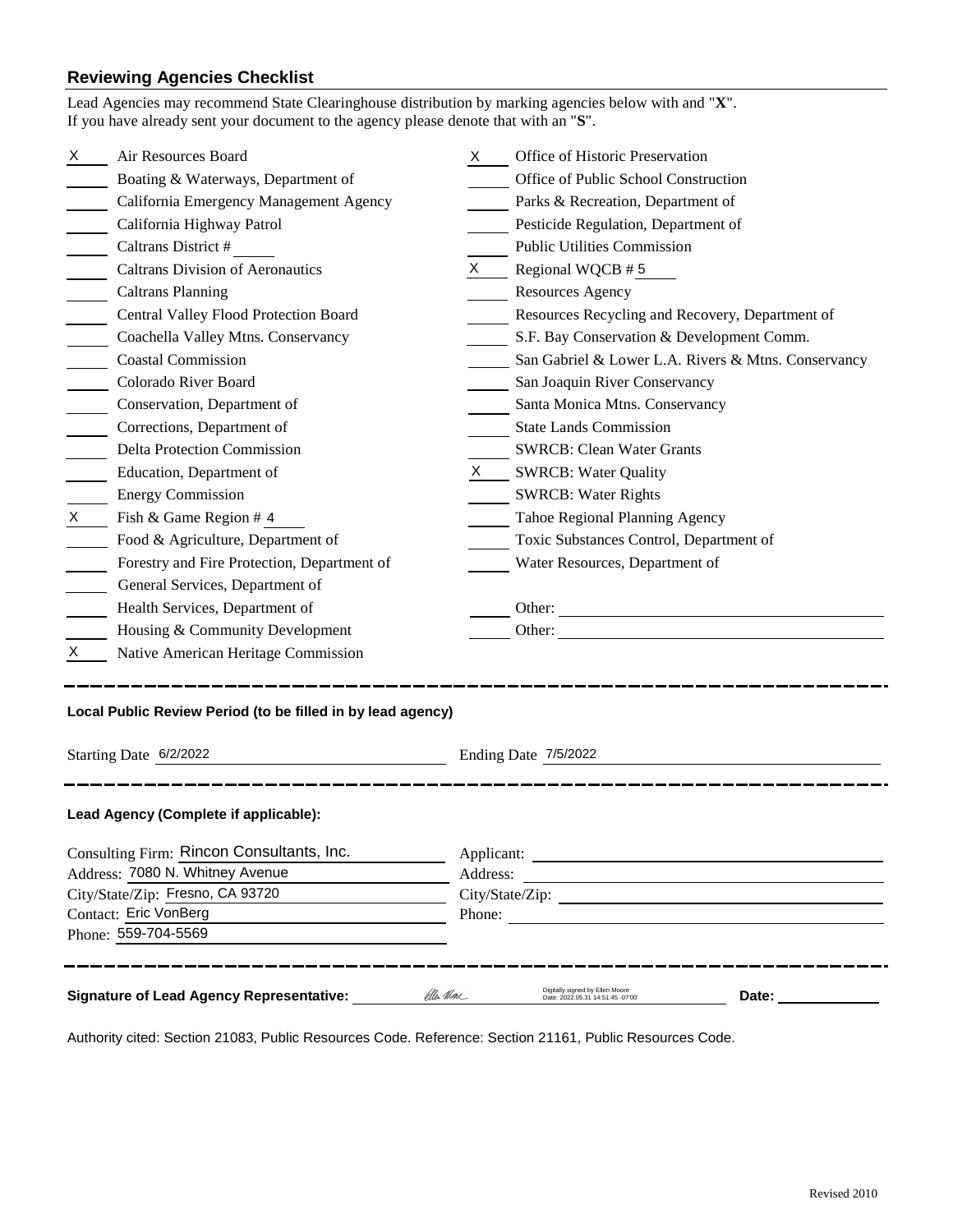## Reviewing Agencies Checklist

Lead Agencies may recommend State Clearinghouse distribution by marking agencies below with and "**X**".
If you have already sent your document to the agency please denote that with an "**S**".

| | | | |
|---|---|---|---|
| X | Air Resources Board | X | Office of Historic Preservation |
| | Boating & Waterways, Department of | | Office of Public School Construction |
| | California Emergency Management Agency | | Parks & Recreation, Department of |
| | California Highway Patrol | | Pesticide Regulation, Department of |
| | Caltrans District # | | Public Utilities Commission |
| | Caltrans Division of Aeronautics | X | Regional WQCB # 5 |
| | Caltrans Planning | | Resources Agency |
| | Central Valley Flood Protection Board | | Resources Recycling and Recovery, Department of |
| | Coachella Valley Mtns. Conservancy | | S.F. Bay Conservation & Development Comm. |
| | Coastal Commission | | San Gabriel & Lower L.A. Rivers & Mtns. Conservancy |
| | Colorado River Board | | San Joaquin River Conservancy |
| | Conservation, Department of | | Santa Monica Mtns. Conservancy |
| | Corrections, Department of | | State Lands Commission |
| | Delta Protection Commission | | SWRCB: Clean Water Grants |
| | Education, Department of | X | SWRCB: Water Quality |
| | Energy Commission | | SWRCB: Water Rights |
| X | Fish & Game Region # 4 | | Tahoe Regional Planning Agency |
| | Food & Agriculture, Department of | | Toxic Substances Control, Department of |
| | Forestry and Fire Protection, Department of | | Water Resources, Department of |
| | General Services, Department of | | |
| | Health Services, Department of | | Other: |
| | Housing & Community Development | | Other: |
| X | Native American Heritage Commission | | |

---

**Local Public Review Period (to be filled in by lead agency)**

Starting Date 6/2/2022 Ending Date 7/5/2022

---

**Lead Agency (Complete if applicable):**

| | |
|---|---|
| Consulting Firm: Rincon Consultants, Inc. | Applicant: |
| Address: 7080 N. Whitney Avenue | Address: |
| City/State/Zip: Fresno, CA 93720 | City/State/Zip: |
| Contact: Eric VonBerg | Phone: |
| Phone: 559-704-5569 | |

---

**Signature of Lead Agency Representative:** Ellen Moore Digitally signed by Ellen Moore Date: 2022.05.31 14:51:45 -07'00' **Date:**

Authority cited: Section 21083, Public Resources Code. Reference: Section 21161, Public Resources Code.

Revised 2010